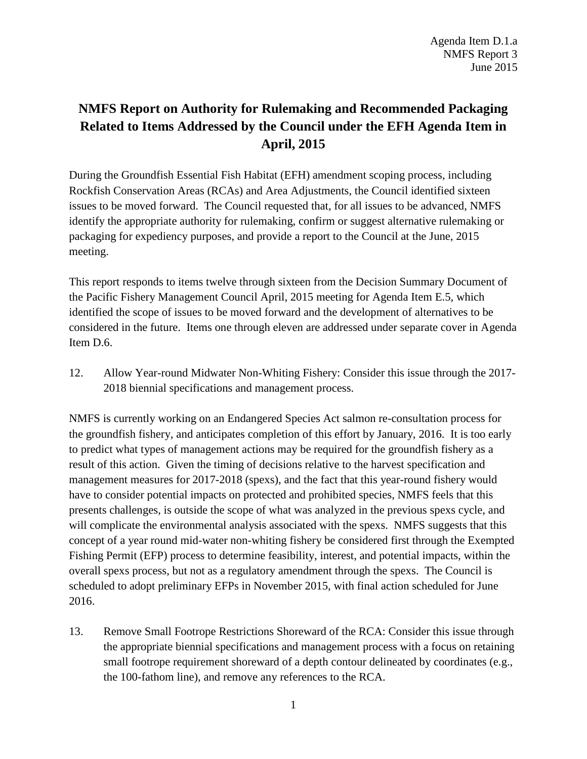Agenda Item D.1.a
NMFS Report 3
June 2015

# NMFS Report on Authority for Rulemaking and Recommended Packaging Related to Items Addressed by the Council under the EFH Agenda Item in April, 2015

During the Groundfish Essential Fish Habitat (EFH) amendment scoping process, including Rockfish Conservation Areas (RCAs) and Area Adjustments, the Council identified sixteen issues to be moved forward. The Council requested that, for all issues to be advanced, NMFS identify the appropriate authority for rulemaking, confirm or suggest alternative rulemaking or packaging for expediency purposes, and provide a report to the Council at the June, 2015 meeting.

This report responds to items twelve through sixteen from the Decision Summary Document of the Pacific Fishery Management Council April, 2015 meeting for Agenda Item E.5, which identified the scope of issues to be moved forward and the development of alternatives to be considered in the future. Items one through eleven are addressed under separate cover in Agenda Item D.6.

12. Allow Year-round Midwater Non-Whiting Fishery: Consider this issue through the 2017-2018 biennial specifications and management process.

NMFS is currently working on an Endangered Species Act salmon re-consultation process for the groundfish fishery, and anticipates completion of this effort by January, 2016. It is too early to predict what types of management actions may be required for the groundfish fishery as a result of this action. Given the timing of decisions relative to the harvest specification and management measures for 2017-2018 (spexs), and the fact that this year-round fishery would have to consider potential impacts on protected and prohibited species, NMFS feels that this presents challenges, is outside the scope of what was analyzed in the previous spexs cycle, and will complicate the environmental analysis associated with the spexs. NMFS suggests that this concept of a year round mid-water non-whiting fishery be considered first through the Exempted Fishing Permit (EFP) process to determine feasibility, interest, and potential impacts, within the overall spexs process, but not as a regulatory amendment through the spexs. The Council is scheduled to adopt preliminary EFPs in November 2015, with final action scheduled for June 2016.

13. Remove Small Footrope Restrictions Shoreward of the RCA: Consider this issue through the appropriate biennial specifications and management process with a focus on retaining small footrope requirement shoreward of a depth contour delineated by coordinates (e.g., the 100-fathom line), and remove any references to the RCA.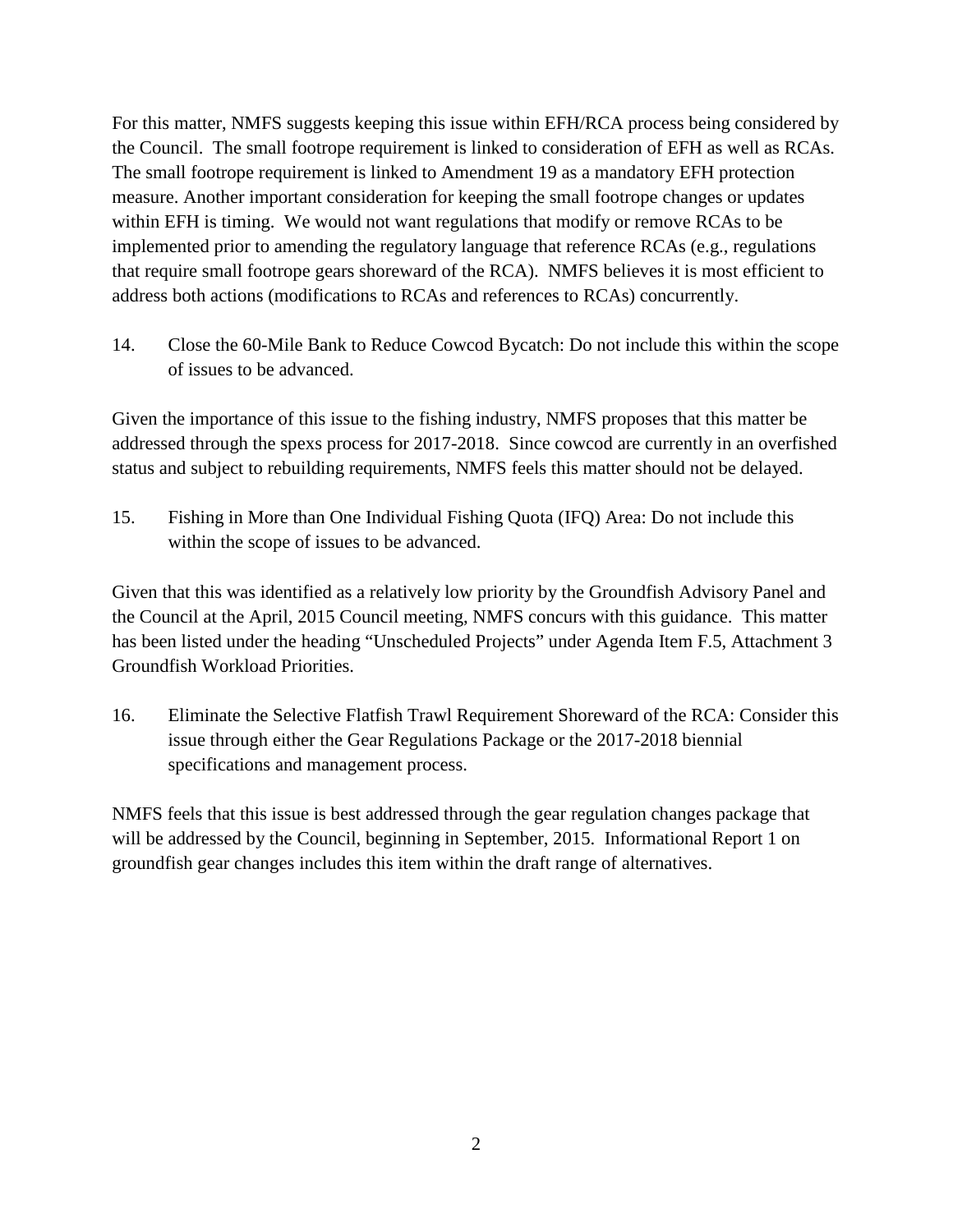For this matter, NMFS suggests keeping this issue within EFH/RCA process being considered by the Council. The small footrope requirement is linked to consideration of EFH as well as RCAs. The small footrope requirement is linked to Amendment 19 as a mandatory EFH protection measure. Another important consideration for keeping the small footrope changes or updates within EFH is timing. We would not want regulations that modify or remove RCAs to be implemented prior to amending the regulatory language that reference RCAs (e.g., regulations that require small footrope gears shoreward of the RCA). NMFS believes it is most efficient to address both actions (modifications to RCAs and references to RCAs) concurrently.

14. Close the 60-Mile Bank to Reduce Cowcod Bycatch: Do not include this within the scope of issues to be advanced.

Given the importance of this issue to the fishing industry, NMFS proposes that this matter be addressed through the spexs process for 2017-2018. Since cowcod are currently in an overfished status and subject to rebuilding requirements, NMFS feels this matter should not be delayed.

15. Fishing in More than One Individual Fishing Quota (IFQ) Area: Do not include this within the scope of issues to be advanced.

Given that this was identified as a relatively low priority by the Groundfish Advisory Panel and the Council at the April, 2015 Council meeting, NMFS concurs with this guidance. This matter has been listed under the heading "Unscheduled Projects" under Agenda Item F.5, Attachment 3 Groundfish Workload Priorities.

16. Eliminate the Selective Flatfish Trawl Requirement Shoreward of the RCA: Consider this issue through either the Gear Regulations Package or the 2017-2018 biennial specifications and management process.

NMFS feels that this issue is best addressed through the gear regulation changes package that will be addressed by the Council, beginning in September, 2015. Informational Report 1 on groundfish gear changes includes this item within the draft range of alternatives.